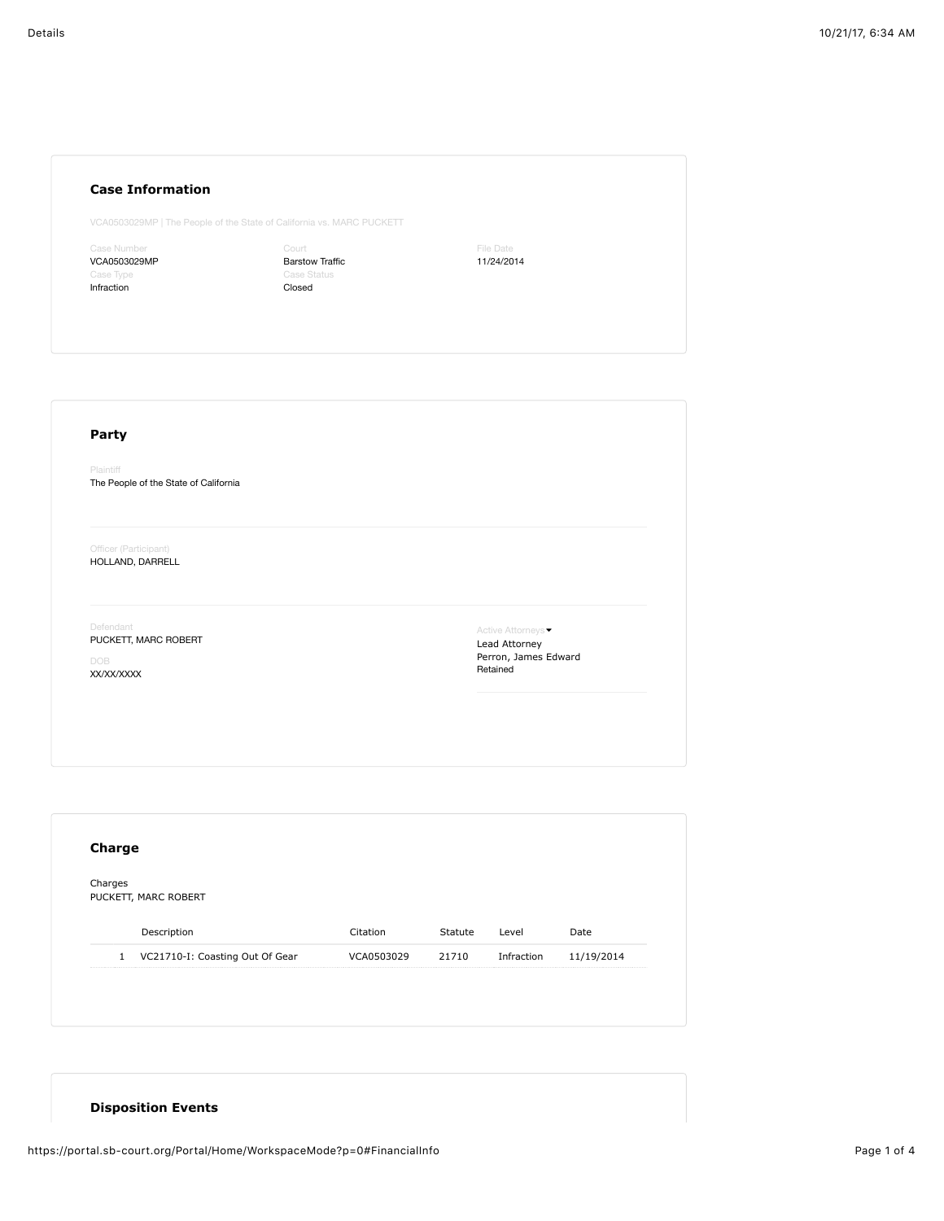## Case Information

VCA0503029MP | The People of the State of California vs. MARC PUCKETT

| Case Number | Court | File Date |
|---|---|---|
| VCA0503029MP | Barstow Traffic | 11/24/2014 |
| **Case Type** | **Case Status** | |
| Infraction | Closed | |

## Party

Plaintiff
The People of the State of California

Officer (Participant)
HOLLAND, DARRELL

Defendant
PUCKETT, MARC ROBERT

DOB
XX/XX/XXXX

Active Attorneys
Lead Attorney
Perron, James Edward
Retained

## Charge

Charges
PUCKETT, MARC ROBERT

| | Description | Citation | Statute | Level | Date |
|---|---|---|---|---|---|
| 1 | VC21710-I: Coasting Out Of Gear | VCA0503029 | 21710 | Infraction | 11/19/2014 |

## Disposition Events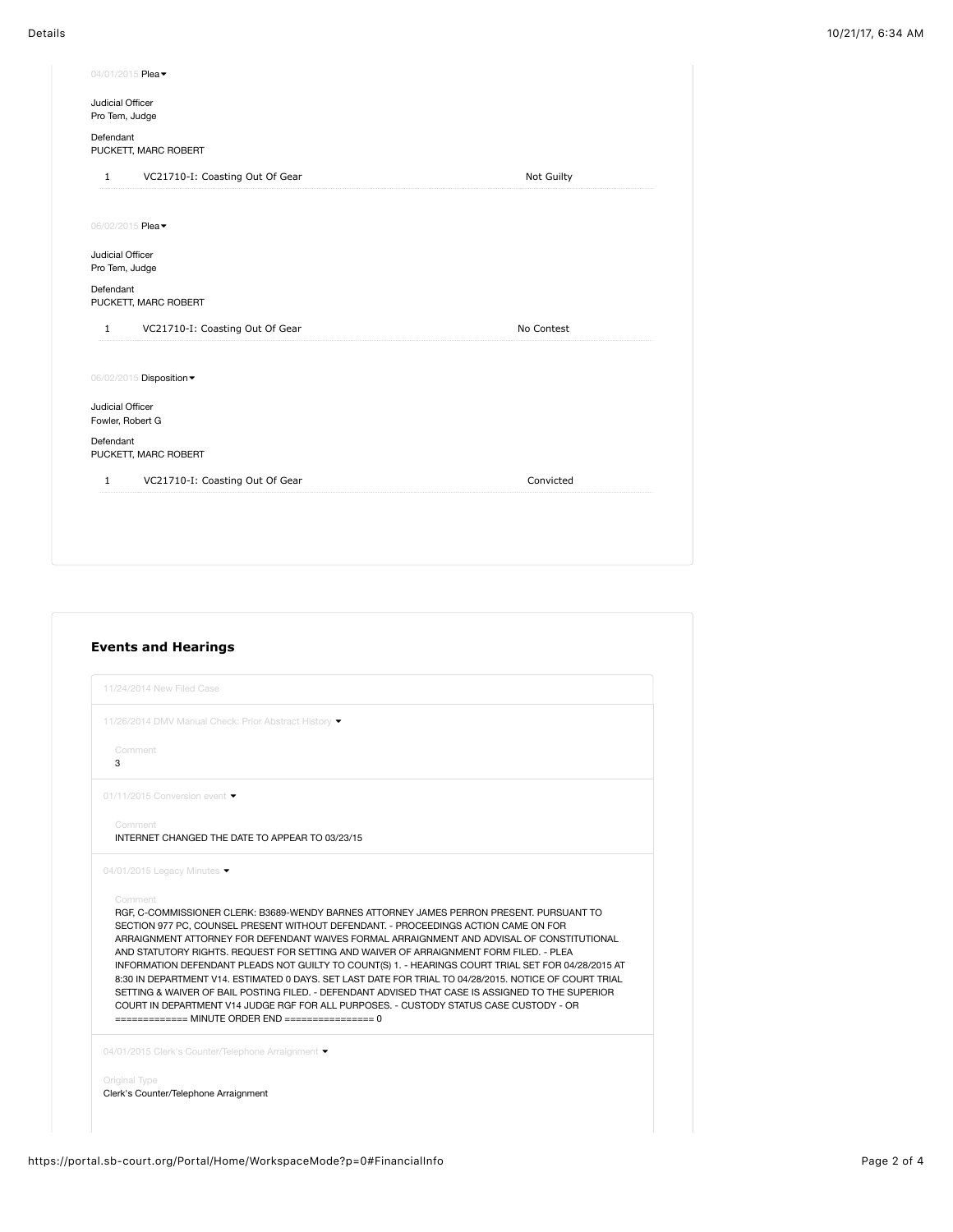04/01/2015 Plea

Judicial Officer
Pro Tem, Judge

Defendant
PUCKETT, MARC ROBERT

| 1 | VC21710-I: Coasting Out Of Gear | Not Guilty |
|---|---|---|

06/02/2015 Plea

Judicial Officer
Pro Tem, Judge

Defendant
PUCKETT, MARC ROBERT

| 1 | VC21710-I: Coasting Out Of Gear | No Contest |
|---|---|---|

06/02/2015 Disposition

Judicial Officer
Fowler, Robert G

Defendant
PUCKETT, MARC ROBERT

| 1 | VC21710-I: Coasting Out Of Gear | Convicted |
|---|---|---|

## Events and Hearings

11/24/2014 New Filed Case

11/26/2014 DMV Manual Check: Prior Abstract History

Comment
3

01/11/2015 Conversion event

Comment
INTERNET CHANGED THE DATE TO APPEAR TO 03/23/15

04/01/2015 Legacy Minutes

Comment
RGF, C-COMMISSIONER CLERK: B3689-WENDY BARNES ATTORNEY JAMES PERRON PRESENT. PURSUANT TO SECTION 977 PC, COUNSEL PRESENT WITHOUT DEFENDANT. - PROCEEDINGS ACTION CAME ON FOR ARRAIGNMENT ATTORNEY FOR DEFENDANT WAIVES FORMAL ARRAIGNMENT AND ADVISAL OF CONSTITUTIONAL AND STATUTORY RIGHTS. REQUEST FOR SETTING AND WAIVER OF ARRAIGNMENT FORM FILED. - PLEA INFORMATION DEFENDANT PLEADS NOT GUILTY TO COUNT(S) 1. - HEARINGS COURT TRIAL SET FOR 04/28/2015 AT 8:30 IN DEPARTMENT V14. ESTIMATED 0 DAYS. SET LAST DATE FOR TRIAL TO 04/28/2015. NOTICE OF COURT TRIAL SETTING & WAIVER OF BAIL POSTING FILED. - DEFENDANT ADVISED THAT CASE IS ASSIGNED TO THE SUPERIOR COURT IN DEPARTMENT V14 JUDGE RGF FOR ALL PURPOSES. - CUSTODY STATUS CASE CUSTODY - OR ============= MINUTE ORDER END ================ 0

04/01/2015 Clerk's Counter/Telephone Arraignment

Original Type
Clerk's Counter/Telephone Arraignment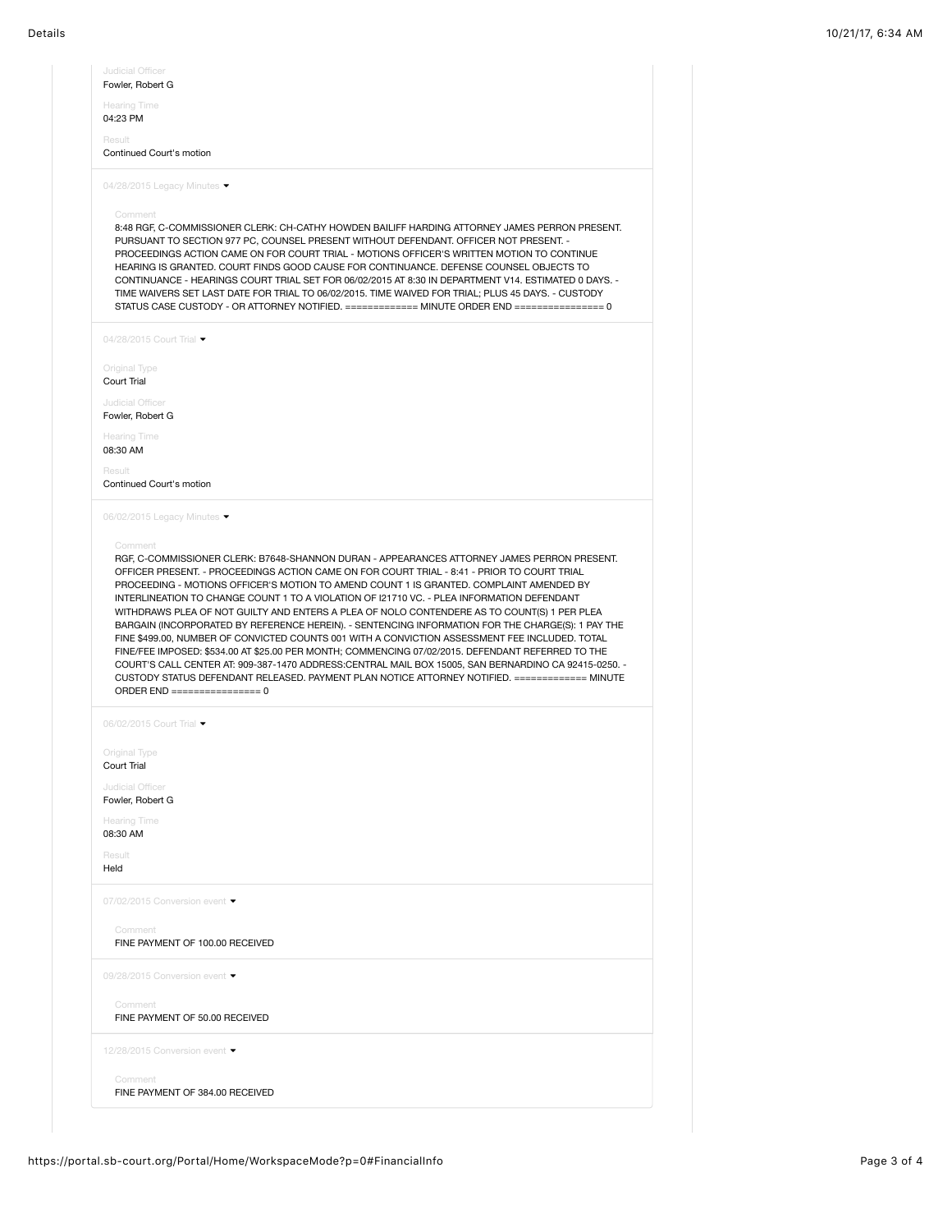Judicial Officer
Fowler, Robert G

Hearing Time
04:23 PM

Result
Continued Court's motion

---

04/28/2015 Legacy Minutes

Comment
8:48 RGF, C-COMMISSIONER CLERK: CH-CATHY HOWDEN BAILIFF HARDING ATTORNEY JAMES PERRON PRESENT. PURSUANT TO SECTION 977 PC, COUNSEL PRESENT WITHOUT DEFENDANT. OFFICER NOT PRESENT. - PROCEEDINGS ACTION CAME ON FOR COURT TRIAL - MOTIONS OFFICER'S WRITTEN MOTION TO CONTINUE HEARING IS GRANTED. COURT FINDS GOOD CAUSE FOR CONTINUANCE. DEFENSE COUNSEL OBJECTS TO CONTINUANCE - HEARINGS COURT TRIAL SET FOR 06/02/2015 AT 8:30 IN DEPARTMENT V14. ESTIMATED 0 DAYS. - TIME WAIVERS SET LAST DATE FOR TRIAL TO 06/02/2015. TIME WAIVED FOR TRIAL; PLUS 45 DAYS. - CUSTODY STATUS CASE CUSTODY - OR ATTORNEY NOTIFIED. ============= MINUTE ORDER END ================ 0

---

04/28/2015 Court Trial

Original Type
Court Trial

Judicial Officer
Fowler, Robert G

Hearing Time
08:30 AM

Result
Continued Court's motion

---

06/02/2015 Legacy Minutes

Comment
RGF, C-COMMISSIONER CLERK: B7648-SHANNON DURAN - APPEARANCES ATTORNEY JAMES PERRON PRESENT. OFFICER PRESENT. - PROCEEDINGS ACTION CAME ON FOR COURT TRIAL - 8:41 - PRIOR TO COURT TRIAL PROCEEDING - MOTIONS OFFICER'S MOTION TO AMEND COUNT 1 IS GRANTED. COMPLAINT AMENDED BY INTERLINEATION TO CHANGE COUNT 1 TO A VIOLATION OF I21710 VC. - PLEA INFORMATION DEFENDANT WITHDRAWS PLEA OF NOT GUILTY AND ENTERS A PLEA OF NOLO CONTENDERE AS TO COUNT(S) 1 PER PLEA BARGAIN (INCORPORATED BY REFERENCE HEREIN). - SENTENCING INFORMATION FOR THE CHARGE(S): 1 PAY THE FINE $499.00, NUMBER OF CONVICTED COUNTS 001 WITH A CONVICTION ASSESSMENT FEE INCLUDED. TOTAL FINE/FEE IMPOSED: $534.00 AT $25.00 PER MONTH; COMMENCING 07/02/2015. DEFENDANT REFERRED TO THE COURT'S CALL CENTER AT: 909-387-1470 ADDRESS:CENTRAL MAIL BOX 15005, SAN BERNARDINO CA 92415-0250. - CUSTODY STATUS DEFENDANT RELEASED. PAYMENT PLAN NOTICE ATTORNEY NOTIFIED. ============= MINUTE ORDER END ================ 0

---

06/02/2015 Court Trial

Original Type
Court Trial

Judicial Officer
Fowler, Robert G

Hearing Time
08:30 AM

Result
Held

---

07/02/2015 Conversion event

Comment
FINE PAYMENT OF 100.00 RECEIVED

---

09/28/2015 Conversion event

Comment
FINE PAYMENT OF 50.00 RECEIVED

---

12/28/2015 Conversion event

Comment
FINE PAYMENT OF 384.00 RECEIVED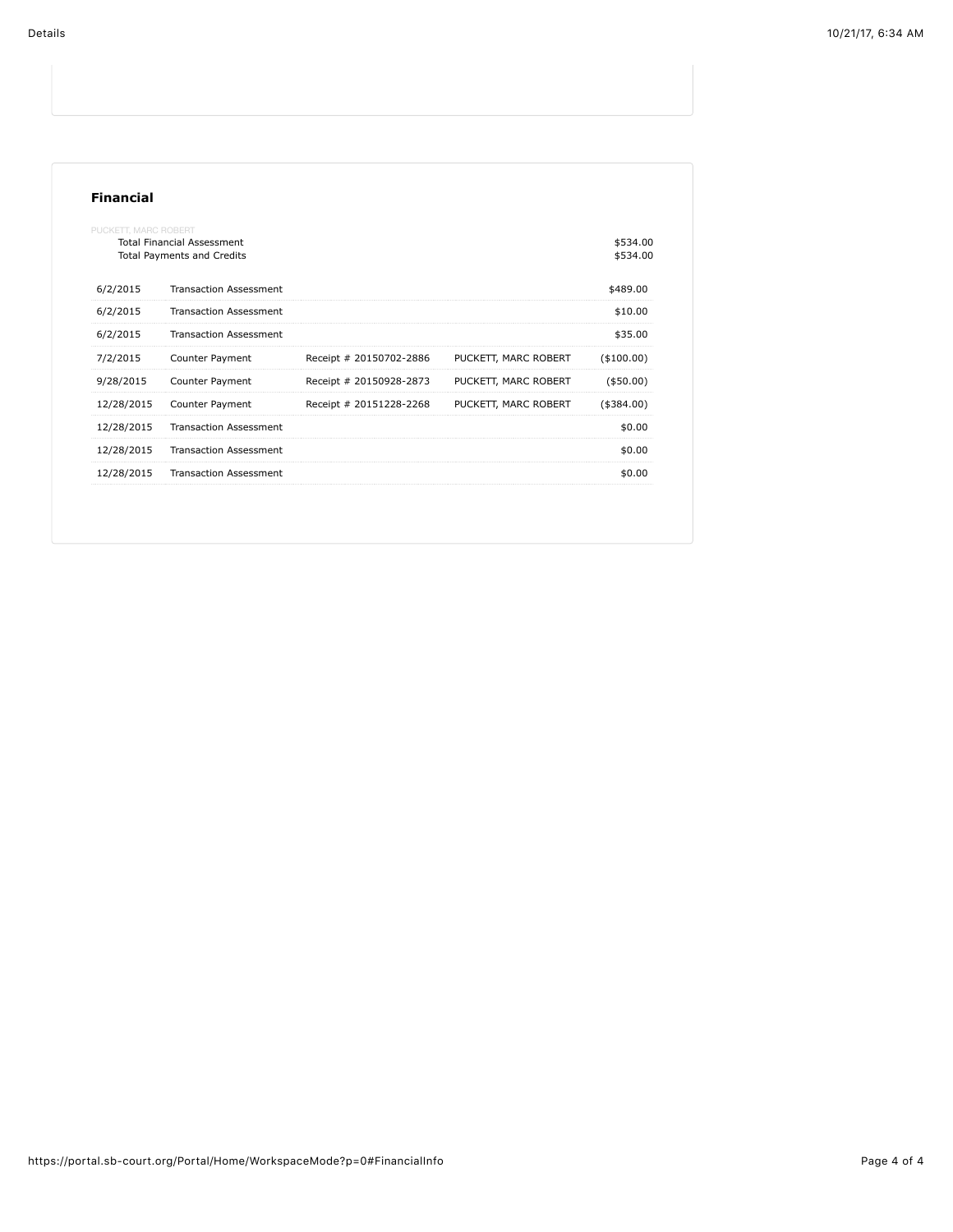## Financial

PUCKETT, MARC ROBERT

| | |
|---|---|
| Total Financial Assessment | $534.00 |
| Total Payments and Credits | $534.00 |

| | | | | |
|---|---|---|---|---|
| 6/2/2015 | Transaction Assessment | | | $489.00 |
| 6/2/2015 | Transaction Assessment | | | $10.00 |
| 6/2/2015 | Transaction Assessment | | | $35.00 |
| 7/2/2015 | Counter Payment | Receipt # 20150702-2886 | PUCKETT, MARC ROBERT | ($100.00) |
| 9/28/2015 | Counter Payment | Receipt # 20150928-2873 | PUCKETT, MARC ROBERT | ($50.00) |
| 12/28/2015 | Counter Payment | Receipt # 20151228-2268 | PUCKETT, MARC ROBERT | ($384.00) |
| 12/28/2015 | Transaction Assessment | | | $0.00 |
| 12/28/2015 | Transaction Assessment | | | $0.00 |
| 12/28/2015 | Transaction Assessment | | | $0.00 |